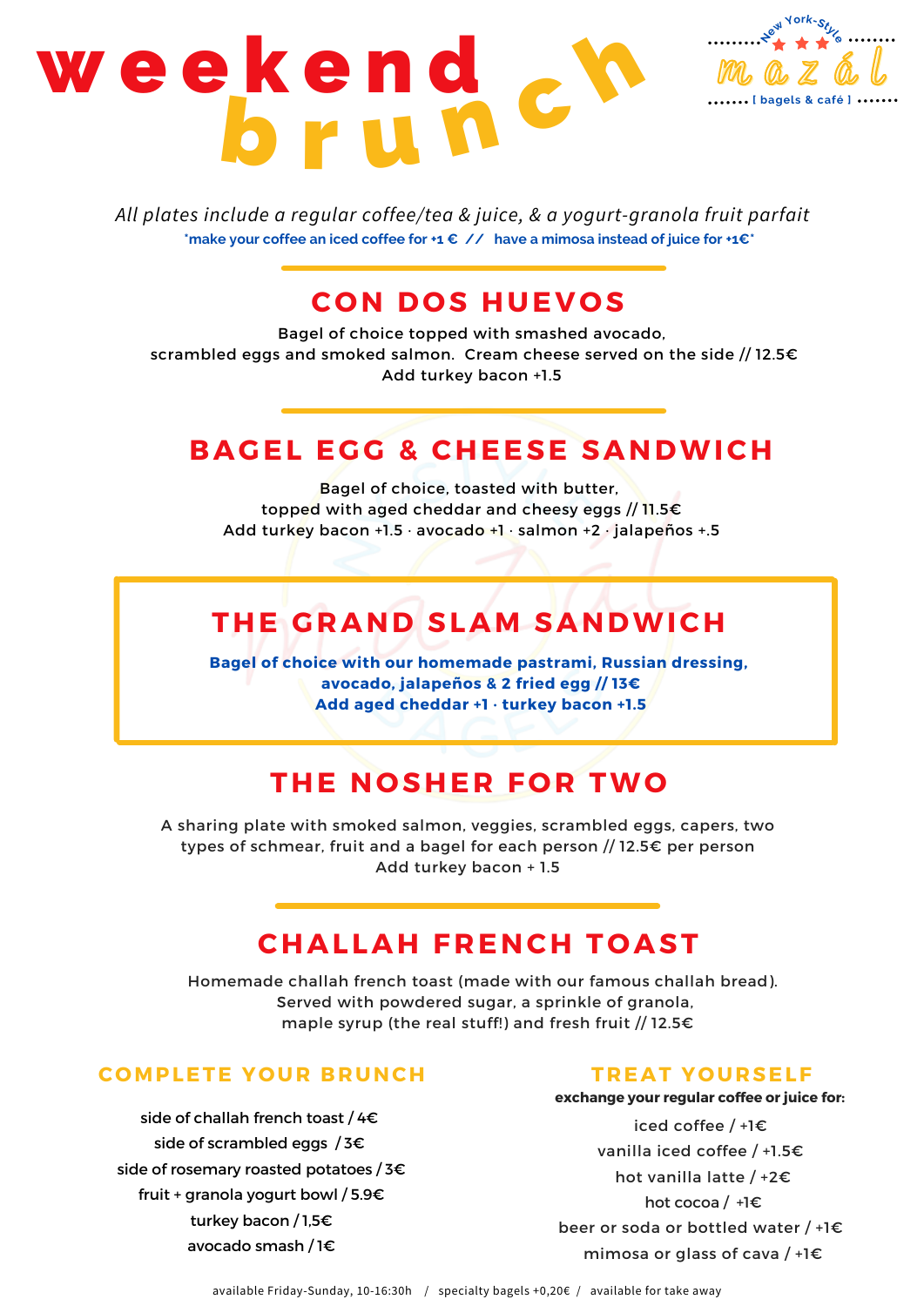# weekend brunch

New York-Style ★★★ mazál [ bagels & café ]

*All plates include a regular coffee/tea & juice, & a yogurt-granola fruit parfait*

*make your coffee an iced coffee for +1 € // have a mimosa instead of juice for +1€*

## CON DOS HUEVOS

Bagel of choice topped with smashed avocado, scrambled eggs and smoked salmon. Cream cheese served on the side // 12.5€
Add turkey bacon +1.5

## BAGEL EGG & CHEESE SANDWICH

Bagel of choice, toasted with butter, topped with aged cheddar and cheesy eggs // 11.5€
Add turkey bacon +1.5 · avocado +1 · salmon +2 · jalapeños +.5

## THE GRAND SLAM SANDWICH

**Bagel of choice with our homemade pastrami, Russian dressing, avocado, jalapeños & 2 fried egg // 13€**
**Add aged cheddar +1 · turkey bacon +1.5**

## THE NOSHER FOR TWO

A sharing plate with smoked salmon, veggies, scrambled eggs, capers, two types of schmear, fruit and a bagel for each person // 12.5€ per person
Add turkey bacon + 1.5

## CHALLAH FRENCH TOAST

Homemade challah french toast (made with our famous challah bread). Served with powdered sugar, a sprinkle of granola, maple syrup (the real stuff!) and fresh fruit // 12.5€

### COMPLETE YOUR BRUNCH

side of challah french toast / 4€
side of scrambled eggs / 3€
side of rosemary roasted potatoes / 3€
fruit + granola yogurt bowl / 5.9€
turkey bacon / 1,5€
avocado smash / 1€

### TREAT YOURSELF

**exchange your regular coffee or juice for:**

iced coffee / +1€
vanilla iced coffee / +1.5€
hot vanilla latte / +2€
hot cocoa / +1€
beer or soda or bottled water / +1€
mimosa or glass of cava / +1€

available Friday-Sunday, 10-16:30h / specialty bagels +0,20€ / available for take away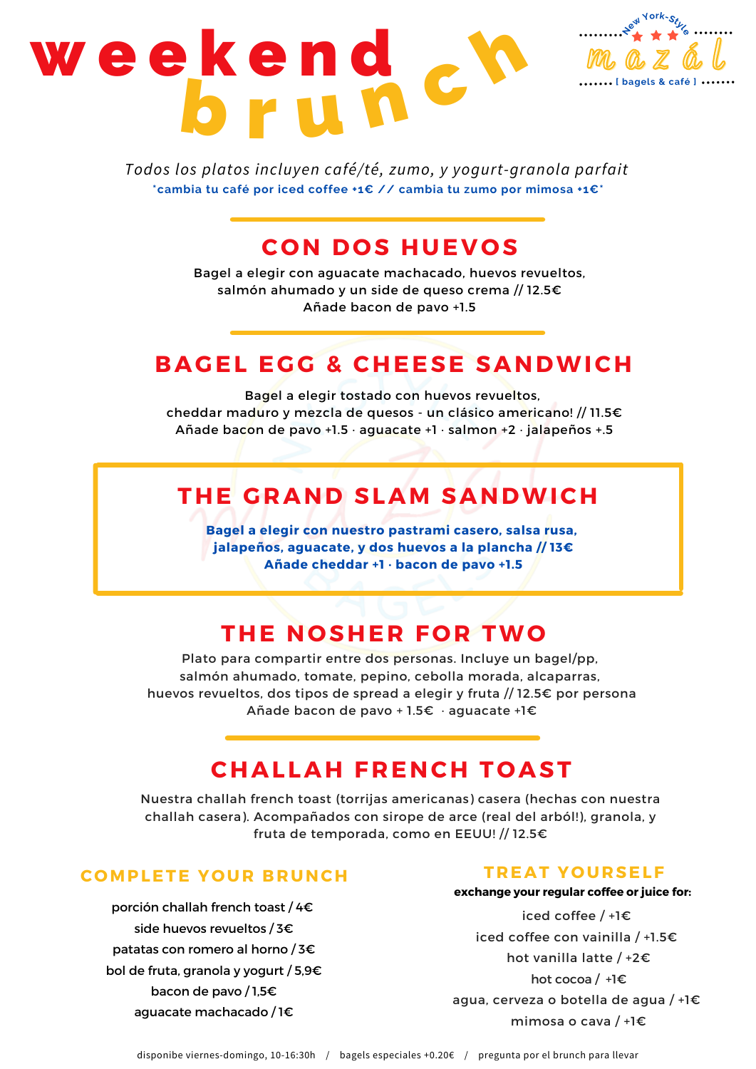# weekend brunch

New York-Style
**mazál**
[ bagels & café ]

*Todos los platos incluyen café/té, zumo, y yogurt-granola parfait*

*cambia tu café por iced coffee +1€ // cambia tu zumo por mimosa +1€*

## CON DOS HUEVOS

Bagel a elegir con aguacate machacado, huevos revueltos, salmón ahumado y un side de queso crema // 12.5€
Añade bacon de pavo +1.5

## BAGEL EGG & CHEESE SANDWICH

Bagel a elegir tostado con huevos revueltos, cheddar maduro y mezcla de quesos - un clásico americano! // 11.5€
Añade bacon de pavo +1.5 · aguacate +1 · salmon +2 · jalapeños +.5

## THE GRAND SLAM SANDWICH

**Bagel a elegir con nuestro pastrami casero, salsa rusa, jalapeños, aguacate, y dos huevos a la plancha // 13€**
**Añade cheddar +1 · bacon de pavo +1.5**

## THE NOSHER FOR TWO

Plato para compartir entre dos personas. Incluye un bagel/pp, salmón ahumado, tomate, pepino, cebolla morada, alcaparras, huevos revueltos, dos tipos de spread a elegir y fruta // 12.5€ por persona
Añade bacon de pavo + 1.5€ · aguacate +1€

## CHALLAH FRENCH TOAST

Nuestra challah french toast (torrijas americanas) casera (hechas con nuestra challah casera). Acompañados con sirope de arce (real del arból!), granola, y fruta de temporada, como en EEUU! // 12.5€

### COMPLETE YOUR BRUNCH

porción challah french toast / 4€
side huevos revueltos / 3€
patatas con romero al horno / 3€
bol de fruta, granola y yogurt / 5,9€
bacon de pavo / 1,5€
aguacate machacado / 1€

### TREAT YOURSELF

**exchange your regular coffee or juice for:**

iced coffee / +1€
iced coffee con vainilla / +1.5€
hot vanilla latte / +2€
hot cocoa / +1€
agua, cerveza o botella de agua / +1€
mimosa o cava / +1€

disponibe viernes-domingo, 10-16:30h / bagels especiales +0.20€ / pregunta por el brunch para llevar